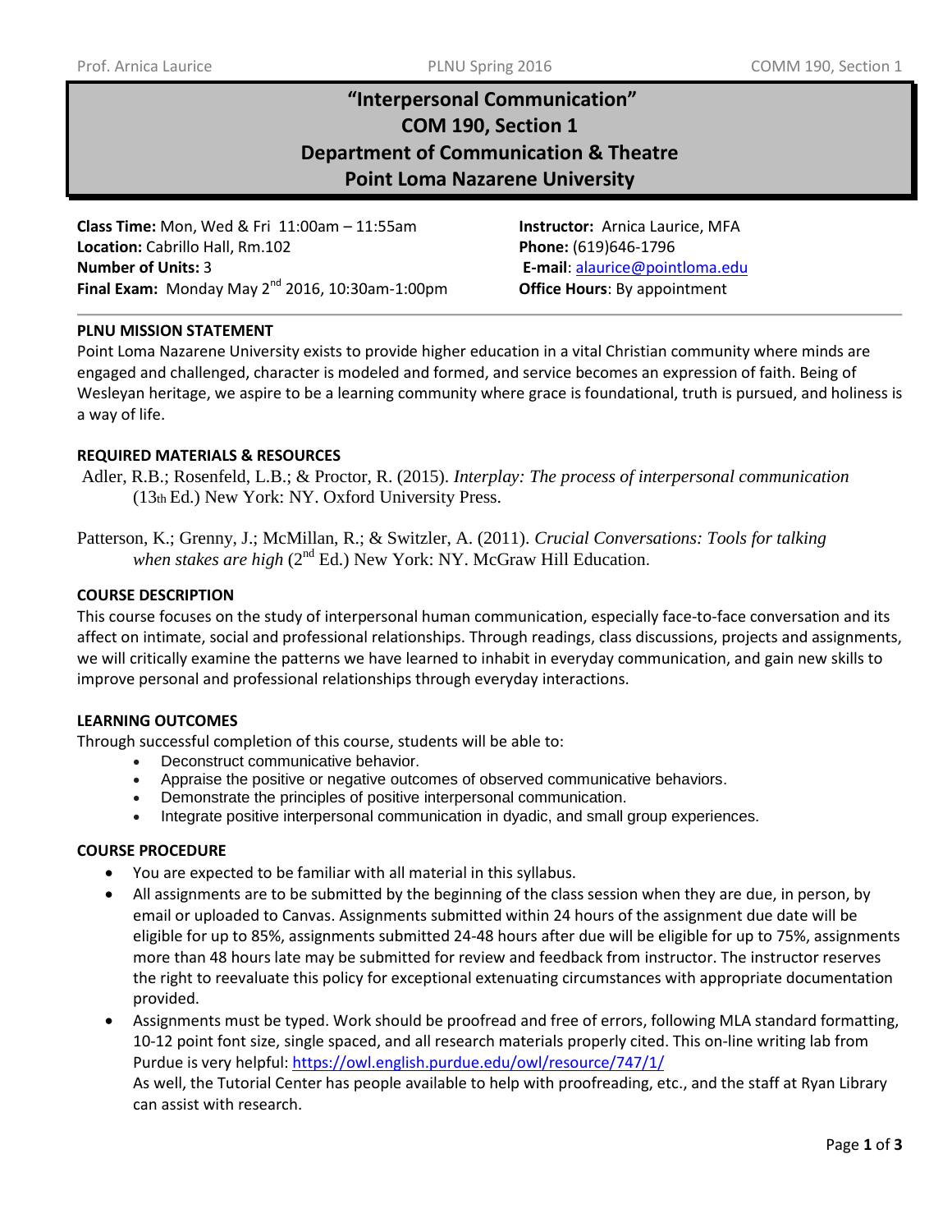# "Interpersonal Communication"
# COM 190, Section 1
# Department of Communication & Theatre
# Point Loma Nazarene University

**Class Time:** Mon, Wed & Fri 11:00am – 11:55am
**Location:** Cabrillo Hall, Rm.102
**Number of Units:** 3
**Final Exam:** Monday May 2nd 2016, 10:30am-1:00pm

**Instructor:** Arnica Laurice, MFA
**Phone:** (619)646-1796
**E-mail**: alaurice@pointloma.edu
**Office Hours**: By appointment

## PLNU MISSION STATEMENT

Point Loma Nazarene University exists to provide higher education in a vital Christian community where minds are engaged and challenged, character is modeled and formed, and service becomes an expression of faith. Being of Wesleyan heritage, we aspire to be a learning community where grace is foundational, truth is pursued, and holiness is a way of life.

## REQUIRED MATERIALS & RESOURCES

Adler, R.B.; Rosenfeld, L.B.; & Proctor, R. (2015). *Interplay: The process of interpersonal communication* (13th Ed.) New York: NY. Oxford University Press.

Patterson, K.; Grenny, J.; McMillan, R.; & Switzler, A. (2011). *Crucial Conversations: Tools for talking when stakes are high* (2nd Ed.) New York: NY. McGraw Hill Education.

## COURSE DESCRIPTION

This course focuses on the study of interpersonal human communication, especially face-to-face conversation and its affect on intimate, social and professional relationships. Through readings, class discussions, projects and assignments, we will critically examine the patterns we have learned to inhabit in everyday communication, and gain new skills to improve personal and professional relationships through everyday interactions.

## LEARNING OUTCOMES

Through successful completion of this course, students will be able to:

- Deconstruct communicative behavior.
- Appraise the positive or negative outcomes of observed communicative behaviors.
- Demonstrate the principles of positive interpersonal communication.
- Integrate positive interpersonal communication in dyadic, and small group experiences.

## COURSE PROCEDURE

- You are expected to be familiar with all material in this syllabus.
- All assignments are to be submitted by the beginning of the class session when they are due, in person, by email or uploaded to Canvas. Assignments submitted within 24 hours of the assignment due date will be eligible for up to 85%, assignments submitted 24-48 hours after due will be eligible for up to 75%, assignments more than 48 hours late may be submitted for review and feedback from instructor. The instructor reserves the right to reevaluate this policy for exceptional extenuating circumstances with appropriate documentation provided.
- Assignments must be typed. Work should be proofread and free of errors, following MLA standard formatting, 10-12 point font size, single spaced, and all research materials properly cited. This on-line writing lab from Purdue is very helpful: https://owl.english.purdue.edu/owl/resource/747/1/
  As well, the Tutorial Center has people available to help with proofreading, etc., and the staff at Ryan Library can assist with research.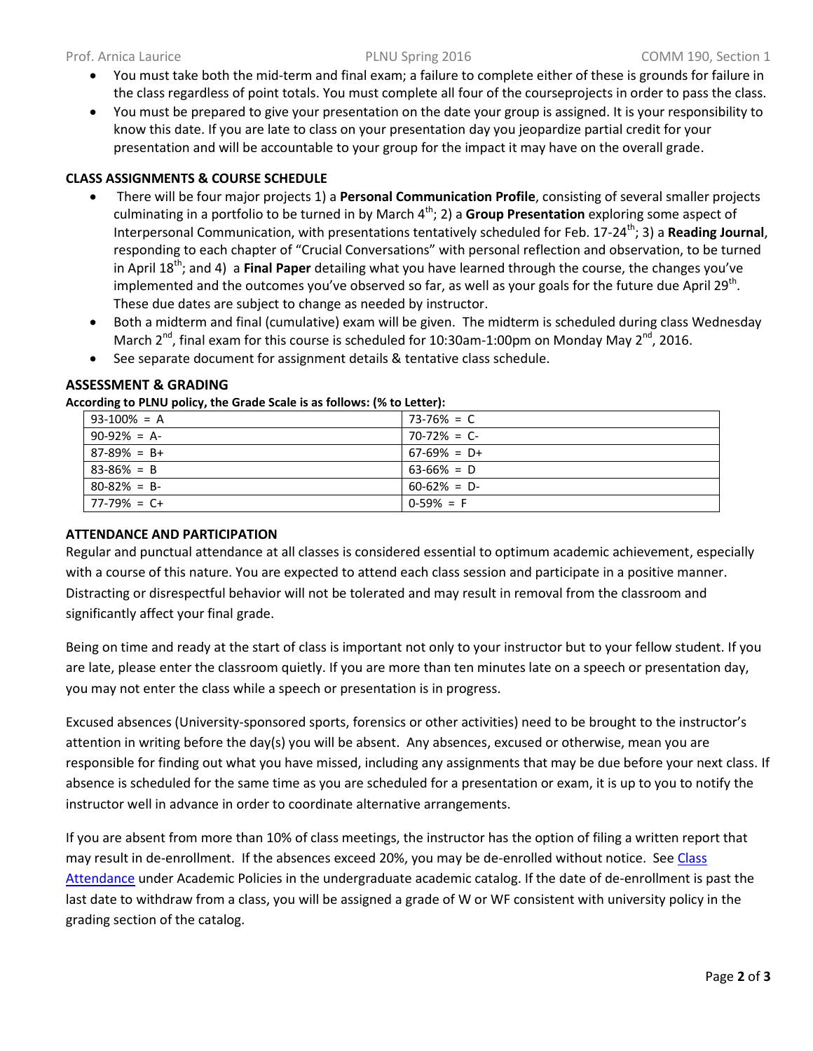- You must take both the mid-term and final exam; a failure to complete either of these is grounds for failure in the class regardless of point totals. You must complete all four of the courseprojects in order to pass the class.
- You must be prepared to give your presentation on the date your group is assigned. It is your responsibility to know this date. If you are late to class on your presentation day you jeopardize partial credit for your presentation and will be accountable to your group for the impact it may have on the overall grade.

## CLASS ASSIGNMENTS & COURSE SCHEDULE

- There will be four major projects 1) a **Personal Communication Profile**, consisting of several smaller projects culminating in a portfolio to be turned in by March 4th; 2) a **Group Presentation** exploring some aspect of Interpersonal Communication, with presentations tentatively scheduled for Feb. 17-24th; 3) a **Reading Journal**, responding to each chapter of "Crucial Conversations" with personal reflection and observation, to be turned in April 18th; and 4) a **Final Paper** detailing what you have learned through the course, the changes you've implemented and the outcomes you've observed so far, as well as your goals for the future due April 29th. These due dates are subject to change as needed by instructor.
- Both a midterm and final (cumulative) exam will be given. The midterm is scheduled during class Wednesday March 2nd, final exam for this course is scheduled for 10:30am-1:00pm on Monday May 2nd, 2016.
- See separate document for assignment details & tentative class schedule.

## ASSESSMENT & GRADING

**According to PLNU policy, the Grade Scale is as follows: (% to Letter):**

| | |
|---|---|
| 93-100% = A | 73-76% = C |
| 90-92% = A- | 70-72% = C- |
| 87-89% = B+ | 67-69% = D+ |
| 83-86% = B | 63-66% = D |
| 80-82% = B- | 60-62% = D- |
| 77-79% = C+ | 0-59% = F |

## ATTENDANCE AND PARTICIPATION

Regular and punctual attendance at all classes is considered essential to optimum academic achievement, especially with a course of this nature. You are expected to attend each class session and participate in a positive manner. Distracting or disrespectful behavior will not be tolerated and may result in removal from the classroom and significantly affect your final grade.

Being on time and ready at the start of class is important not only to your instructor but to your fellow student. If you are late, please enter the classroom quietly. If you are more than ten minutes late on a speech or presentation day, you may not enter the class while a speech or presentation is in progress.

Excused absences (University-sponsored sports, forensics or other activities) need to be brought to the instructor's attention in writing before the day(s) you will be absent. Any absences, excused or otherwise, mean you are responsible for finding out what you have missed, including any assignments that may be due before your next class. If absence is scheduled for the same time as you are scheduled for a presentation or exam, it is up to you to notify the instructor well in advance in order to coordinate alternative arrangements.

If you are absent from more than 10% of class meetings, the instructor has the option of filing a written report that may result in de-enrollment. If the absences exceed 20%, you may be de-enrolled without notice. See Class Attendance under Academic Policies in the undergraduate academic catalog. If the date of de-enrollment is past the last date to withdraw from a class, you will be assigned a grade of W or WF consistent with university policy in the grading section of the catalog.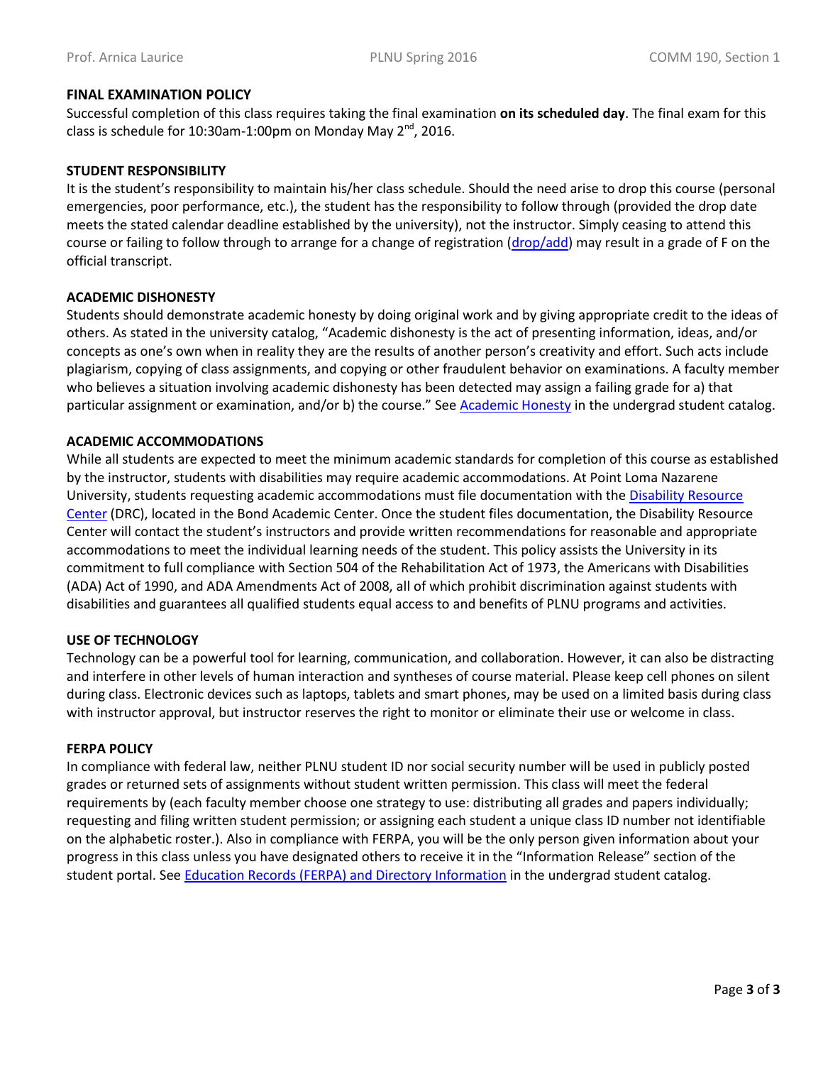**FINAL EXAMINATION POLICY**

Successful completion of this class requires taking the final examination **on its scheduled day**. The final exam for this class is schedule for 10:30am-1:00pm on Monday May 2nd, 2016.

**STUDENT RESPONSIBILITY**

It is the student's responsibility to maintain his/her class schedule. Should the need arise to drop this course (personal emergencies, poor performance, etc.), the student has the responsibility to follow through (provided the drop date meets the stated calendar deadline established by the university), not the instructor. Simply ceasing to attend this course or failing to follow through to arrange for a change of registration (drop/add) may result in a grade of F on the official transcript.

**ACADEMIC DISHONESTY**

Students should demonstrate academic honesty by doing original work and by giving appropriate credit to the ideas of others. As stated in the university catalog, "Academic dishonesty is the act of presenting information, ideas, and/or concepts as one's own when in reality they are the results of another person's creativity and effort. Such acts include plagiarism, copying of class assignments, and copying or other fraudulent behavior on examinations. A faculty member who believes a situation involving academic dishonesty has been detected may assign a failing grade for a) that particular assignment or examination, and/or b) the course." See Academic Honesty in the undergrad student catalog.

**ACADEMIC ACCOMMODATIONS**

While all students are expected to meet the minimum academic standards for completion of this course as established by the instructor, students with disabilities may require academic accommodations. At Point Loma Nazarene University, students requesting academic accommodations must file documentation with the Disability Resource Center (DRC), located in the Bond Academic Center. Once the student files documentation, the Disability Resource Center will contact the student's instructors and provide written recommendations for reasonable and appropriate accommodations to meet the individual learning needs of the student. This policy assists the University in its commitment to full compliance with Section 504 of the Rehabilitation Act of 1973, the Americans with Disabilities (ADA) Act of 1990, and ADA Amendments Act of 2008, all of which prohibit discrimination against students with disabilities and guarantees all qualified students equal access to and benefits of PLNU programs and activities.

**USE OF TECHNOLOGY**

Technology can be a powerful tool for learning, communication, and collaboration. However, it can also be distracting and interfere in other levels of human interaction and syntheses of course material. Please keep cell phones on silent during class. Electronic devices such as laptops, tablets and smart phones, may be used on a limited basis during class with instructor approval, but instructor reserves the right to monitor or eliminate their use or welcome in class.

**FERPA POLICY**

In compliance with federal law, neither PLNU student ID nor social security number will be used in publicly posted grades or returned sets of assignments without student written permission. This class will meet the federal requirements by (each faculty member choose one strategy to use: distributing all grades and papers individually; requesting and filing written student permission; or assigning each student a unique class ID number not identifiable on the alphabetic roster.). Also in compliance with FERPA, you will be the only person given information about your progress in this class unless you have designated others to receive it in the "Information Release" section of the student portal. See Education Records (FERPA) and Directory Information in the undergrad student catalog.